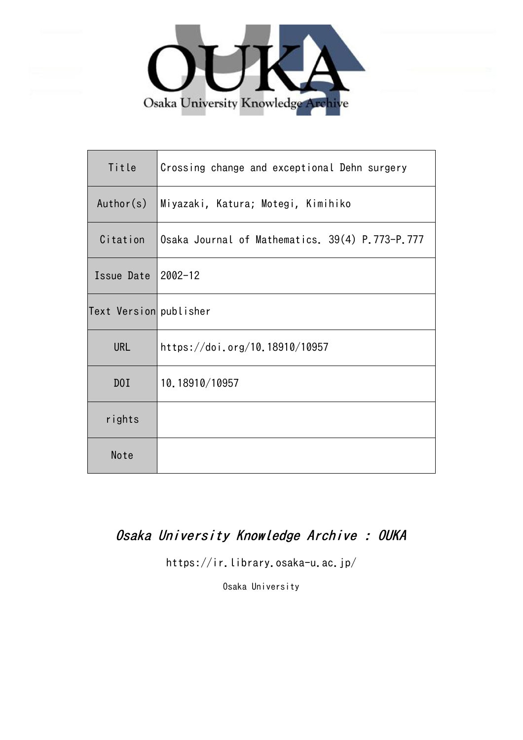OUKA

Osaka University Knowledge Archive

| Title | Crossing change and exceptional Dehn surgery |
| --- | --- |
| Author(s) | Miyazaki, Katura; Motegi, Kimihiko |
| Citation | Osaka Journal of Mathematics. 39(4) P.773-P.777 |
| Issue Date | 2002-12 |
| Text Version | publisher |
| URL | https://doi.org/10.18910/10957 |
| DOI | 10.18910/10957 |
| rights | |
| Note | |

*Osaka University Knowledge Archive : OUKA*

https://ir.library.osaka-u.ac.jp/

Osaka University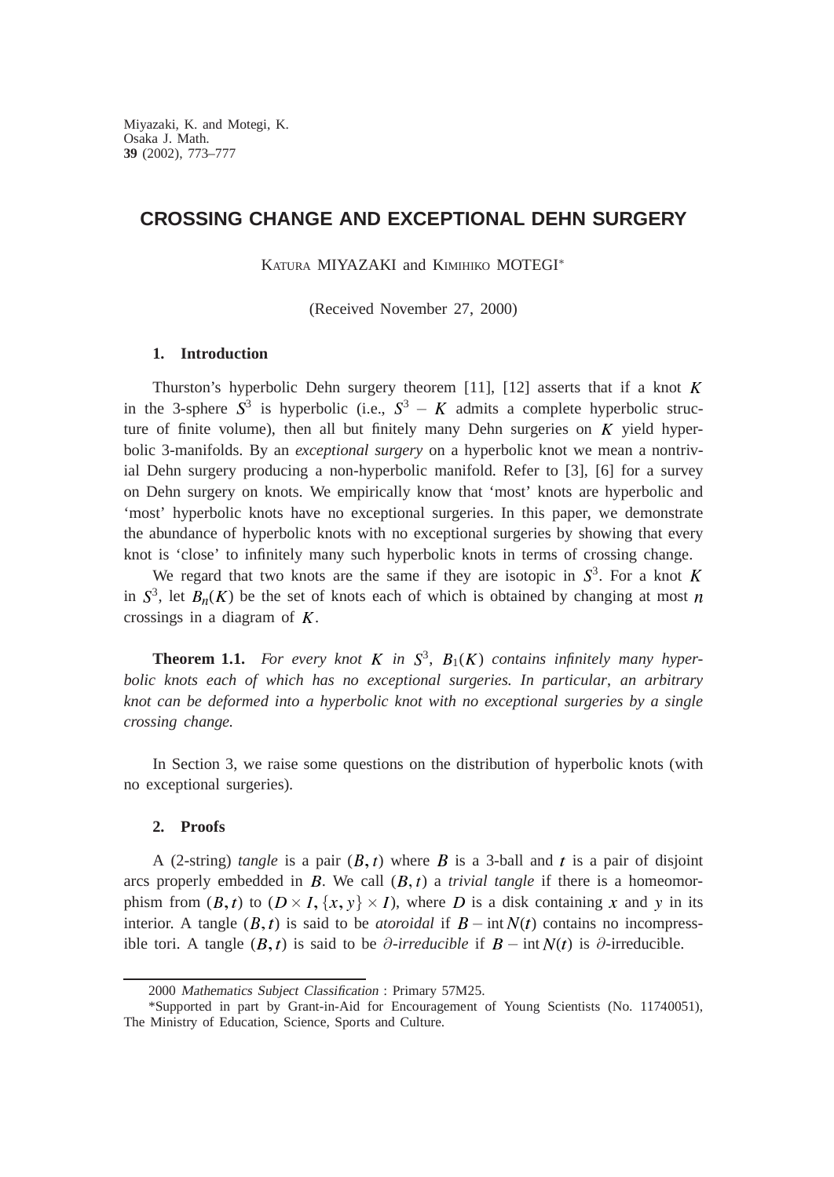# CROSSING CHANGE AND EXCEPTIONAL DEHN SURGERY

KATURA MIYAZAKI and KIMIHIKO MOTEGI*

(Received November 27, 2000)

## 1. Introduction

Thurston's hyperbolic Dehn surgery theorem [11], [12] asserts that if a knot $K$ in the 3-sphere $S^3$ is hyperbolic (i.e., $S^3 - K$ admits a complete hyperbolic structure of finite volume), then all but finitely many Dehn surgeries on $K$ yield hyperbolic 3-manifolds. By an *exceptional surgery* on a hyperbolic knot we mean a nontrivial Dehn surgery producing a non-hyperbolic manifold. Refer to [3], [6] for a survey on Dehn surgery on knots. We empirically know that 'most' knots are hyperbolic and 'most' hyperbolic knots have no exceptional surgeries. In this paper, we demonstrate the abundance of hyperbolic knots with no exceptional surgeries by showing that every knot is 'close' to infinitely many such hyperbolic knots in terms of crossing change.

We regard that two knots are the same if they are isotopic in $S^3$. For a knot $K$ in $S^3$, let $B_n(K)$ be the set of knots each of which is obtained by changing at most $n$ crossings in a diagram of $K$.

**Theorem 1.1.** *For every knot $K$ in $S^3$, $B_1(K)$ contains infinitely many hyperbolic knots each of which has no exceptional surgeries. In particular, an arbitrary knot can be deformed into a hyperbolic knot with no exceptional surgeries by a single crossing change.*

In Section 3, we raise some questions on the distribution of hyperbolic knots (with no exceptional surgeries).

## 2. Proofs

A (2-string) *tangle* is a pair $(B, t)$ where $B$ is a 3-ball and $t$ is a pair of disjoint arcs properly embedded in $B$. We call $(B, t)$ a *trivial tangle* if there is a homeomorphism from $(B, t)$ to $(D \times I, \{x, y\} \times I)$, where $D$ is a disk containing $x$ and $y$ in its interior. A tangle $(B, t)$ is said to be *atoroidal* if $B - \operatorname{int} N(t)$ contains no incompressible tori. A tangle $(B, t)$ is said to be *$\partial$-irreducible* if $B - \operatorname{int} N(t)$ is $\partial$-irreducible.

2000 *Mathematics Subject Classification* : Primary 57M25.

*Supported in part by Grant-in-Aid for Encouragement of Young Scientists (No. 11740051), The Ministry of Education, Science, Sports and Culture.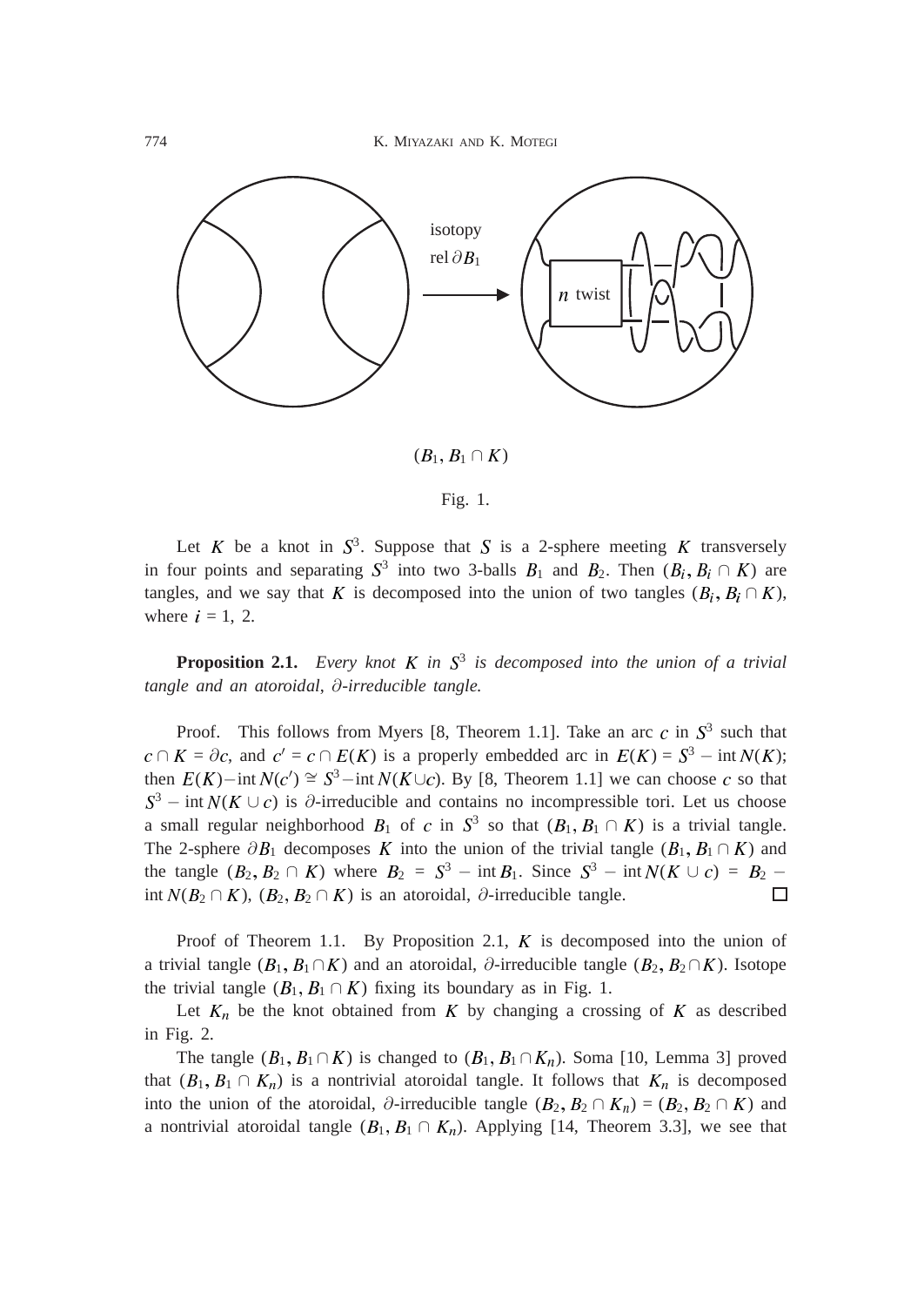isotopy rel $\partial B_1$

$n$ twist

$(B_1, B_1 \cap K)$

Fig. 1.

Let $K$ be a knot in $S^3$. Suppose that $S$ is a 2-sphere meeting $K$ transversely in four points and separating $S^3$ into two 3-balls $B_1$ and $B_2$. Then $(B_i, B_i \cap K)$ are tangles, and we say that $K$ is decomposed into the union of two tangles $(B_i, B_i \cap K)$, where $i = 1, 2$.

**Proposition 2.1.** *Every knot $K$ in $S^3$ is decomposed into the union of a trivial tangle and an atoroidal, $\partial$-irreducible tangle.*

Proof. This follows from Myers [8, Theorem 1.1]. Take an arc $c$ in $S^3$ such that $c \cap K = \partial c$, and $c' = c \cap E(K)$ is a properly embedded arc in $E(K) = S^3 - \operatorname{int} N(K)$; then $E(K) - \operatorname{int} N(c') \cong S^3 - \operatorname{int} N(K \cup c)$. By [8, Theorem 1.1] we can choose $c$ so that $S^3 - \operatorname{int} N(K \cup c)$ is $\partial$-irreducible and contains no incompressible tori. Let us choose a small regular neighborhood $B_1$ of $c$ in $S^3$ so that $(B_1, B_1 \cap K)$ is a trivial tangle. The 2-sphere $\partial B_1$ decomposes $K$ into the union of the trivial tangle $(B_1, B_1 \cap K)$ and the tangle $(B_2, B_2 \cap K)$ where $B_2 = S^3 - \operatorname{int} B_1$. Since $S^3 - \operatorname{int} N(K \cup c) = B_2 - \operatorname{int} N(B_2 \cap K)$, $(B_2, B_2 \cap K)$ is an atoroidal, $\partial$-irreducible tangle. □

Proof of Theorem 1.1. By Proposition 2.1, $K$ is decomposed into the union of a trivial tangle $(B_1, B_1 \cap K)$ and an atoroidal, $\partial$-irreducible tangle $(B_2, B_2 \cap K)$. Isotope the trivial tangle $(B_1, B_1 \cap K)$ fixing its boundary as in Fig. 1.

Let $K_n$ be the knot obtained from $K$ by changing a crossing of $K$ as described in Fig. 2.

The tangle $(B_1, B_1 \cap K)$ is changed to $(B_1, B_1 \cap K_n)$. Soma [10, Lemma 3] proved that $(B_1, B_1 \cap K_n)$ is a nontrivial atoroidal tangle. It follows that $K_n$ is decomposed into the union of the atoroidal, $\partial$-irreducible tangle $(B_2, B_2 \cap K_n) = (B_2, B_2 \cap K)$ and a nontrivial atoroidal tangle $(B_1, B_1 \cap K_n)$. Applying [14, Theorem 3.3], we see that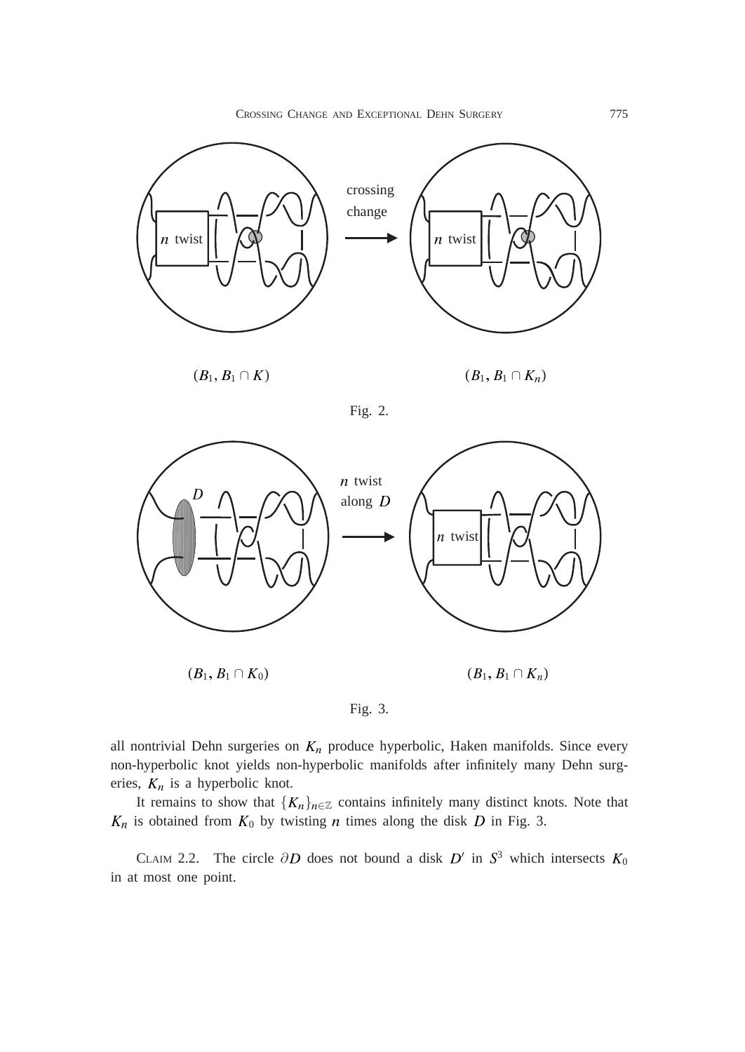crossing change

$(B_1, B_1 \cap K)$ $(B_1, B_1 \cap K_n)$

Fig. 2.

$n$ twist along $D$

$(B_1, B_1 \cap K_0)$ $(B_1, B_1 \cap K_n)$

Fig. 3.

all nontrivial Dehn surgeries on $K_n$ produce hyperbolic, Haken manifolds. Since every non-hyperbolic knot yields non-hyperbolic manifolds after infinitely many Dehn surgeries, $K_n$ is a hyperbolic knot.

It remains to show that $\{K_n\}_{n \in \mathbb{Z}}$ contains infinitely many distinct knots. Note that $K_n$ is obtained from $K_0$ by twisting $n$ times along the disk $D$ in Fig. 3.

CLAIM 2.2. The circle $\partial D$ does not bound a disk $D'$ in $S^3$ which intersects $K_0$ in at most one point.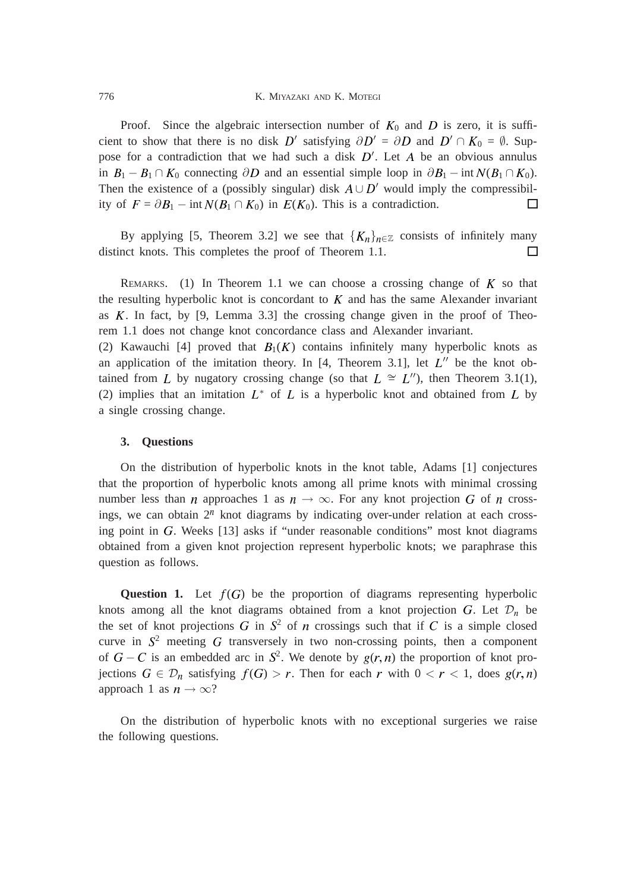Proof. Since the algebraic intersection number of $K_0$ and $D$ is zero, it is sufficient to show that there is no disk $D'$ satisfying $\partial D' = \partial D$ and $D' \cap K_0 = \emptyset$. Suppose for a contradiction that we had such a disk $D'$. Let $A$ be an obvious annulus in $B_1 - B_1 \cap K_0$ connecting $\partial D$ and an essential simple loop in $\partial B_1 - \operatorname{int} N(B_1 \cap K_0)$. Then the existence of a (possibly singular) disk $A \cup D'$ would imply the compressibility of $F = \partial B_1 - \operatorname{int} N(B_1 \cap K_0)$ in $E(K_0)$. This is a contradiction. □

By applying [5, Theorem 3.2] we see that $\{K_n\}_{n \in \mathbb{Z}}$ consists of infinitely many distinct knots. This completes the proof of Theorem 1.1. □

REMARKS. (1) In Theorem 1.1 we can choose a crossing change of $K$ so that the resulting hyperbolic knot is concordant to $K$ and has the same Alexander invariant as $K$. In fact, by [9, Lemma 3.3] the crossing change given in the proof of Theorem 1.1 does not change knot concordance class and Alexander invariant.
(2) Kawauchi [4] proved that $B_1(K)$ contains infinitely many hyperbolic knots as an application of the imitation theory. In [4, Theorem 3.1], let $L''$ be the knot obtained from $L$ by nugatory crossing change (so that $L \cong L''$), then Theorem 3.1(1), (2) implies that an imitation $L^*$ of $L$ is a hyperbolic knot and obtained from $L$ by a single crossing change.

## 3. Questions

On the distribution of hyperbolic knots in the knot table, Adams [1] conjectures that the proportion of hyperbolic knots among all prime knots with minimal crossing number less than $n$ approaches 1 as $n \to \infty$. For any knot projection $G$ of $n$ crossings, we can obtain $2^n$ knot diagrams by indicating over-under relation at each crossing point in $G$. Weeks [13] asks if "under reasonable conditions" most knot diagrams obtained from a given knot projection represent hyperbolic knots; we paraphrase this question as follows.

**Question 1.** Let $f(G)$ be the proportion of diagrams representing hyperbolic knots among all the knot diagrams obtained from a knot projection $G$. Let $\mathcal{D}_n$ be the set of knot projections $G$ in $S^2$ of $n$ crossings such that if $C$ is a simple closed curve in $S^2$ meeting $G$ transversely in two non-crossing points, then a component of $G - C$ is an embedded arc in $S^2$. We denote by $g(r, n)$ the proportion of knot projections $G \in \mathcal{D}_n$ satisfying $f(G) > r$. Then for each $r$ with $0 < r < 1$, does $g(r, n)$ approach 1 as $n \to \infty$?

On the distribution of hyperbolic knots with no exceptional surgeries we raise the following questions.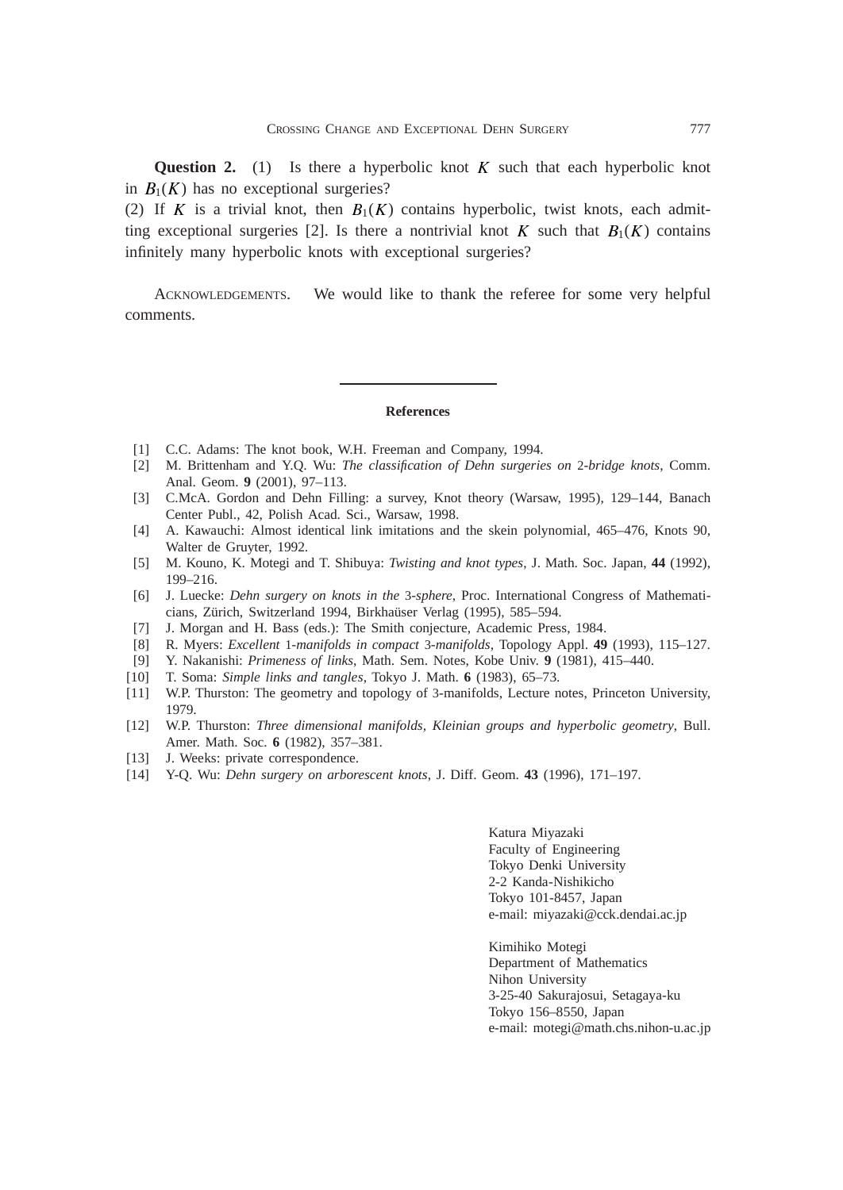**Question 2.** (1) Is there a hyperbolic knot $K$ such that each hyperbolic knot in $B_1(K)$ has no exceptional surgeries?
(2) If $K$ is a trivial knot, then $B_1(K)$ contains hyperbolic, twist knots, each admitting exceptional surgeries [2]. Is there a nontrivial knot $K$ such that $B_1(K)$ contains infinitely many hyperbolic knots with exceptional surgeries?

ACKNOWLEDGEMENTS. We would like to thank the referee for some very helpful comments.

## References

[1] C.C. Adams: The knot book, W.H. Freeman and Company, 1994.

[2] M. Brittenham and Y.Q. Wu: *The classification of Dehn surgeries on 2-bridge knots*, Comm. Anal. Geom. **9** (2001), 97–113.

[3] C.McA. Gordon and Dehn Filling: a survey, Knot theory (Warsaw, 1995), 129–144, Banach Center Publ., 42, Polish Acad. Sci., Warsaw, 1998.

[4] A. Kawauchi: Almost identical link imitations and the skein polynomial, 465–476, Knots 90, Walter de Gruyter, 1992.

[5] M. Kouno, K. Motegi and T. Shibuya: *Twisting and knot types*, J. Math. Soc. Japan, **44** (1992), 199–216.

[6] J. Luecke: *Dehn surgery on knots in the 3-sphere*, Proc. International Congress of Mathematicians, Zürich, Switzerland 1994, Birkhaüser Verlag (1995), 585–594.

[7] J. Morgan and H. Bass (eds.): The Smith conjecture, Academic Press, 1984.

[8] R. Myers: *Excellent 1-manifolds in compact 3-manifolds*, Topology Appl. **49** (1993), 115–127.

[9] Y. Nakanishi: *Primeness of links*, Math. Sem. Notes, Kobe Univ. **9** (1981), 415–440.

[10] T. Soma: *Simple links and tangles*, Tokyo J. Math. **6** (1983), 65–73.

[11] W.P. Thurston: The geometry and topology of 3-manifolds, Lecture notes, Princeton University, 1979.

[12] W.P. Thurston: *Three dimensional manifolds, Kleinian groups and hyperbolic geometry*, Bull. Amer. Math. Soc. **6** (1982), 357–381.

[13] J. Weeks: private correspondence.

[14] Y-Q. Wu: *Dehn surgery on arborescent knots*, J. Diff. Geom. **43** (1996), 171–197.

Katura Miyazaki
Faculty of Engineering
Tokyo Denki University
2-2 Kanda-Nishikicho
Tokyo 101-8457, Japan
e-mail: miyazaki@cck.dendai.ac.jp

Kimihiko Motegi
Department of Mathematics
Nihon University
3-25-40 Sakurajosui, Setagaya-ku
Tokyo 156–8550, Japan
e-mail: motegi@math.chs.nihon-u.ac.jp